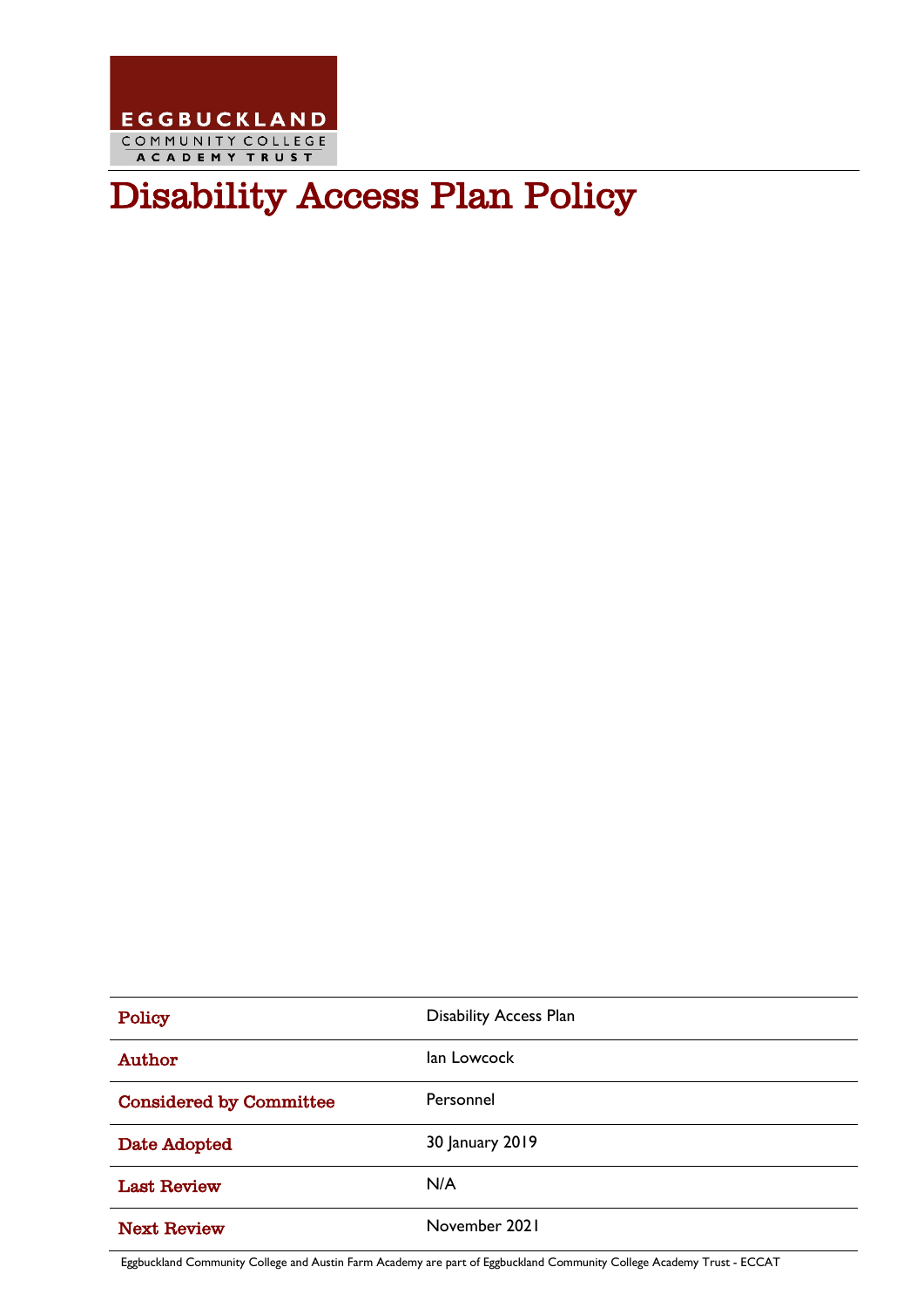EGGBUCKLAND
COMMUNITY COLLEGE
ACADEMY TRUST

# Disability Access Plan Policy

| | |
|---|---|
| Policy | Disability Access Plan |
| Author | Ian Lowcock |
| Considered by Committee | Personnel |
| Date Adopted | 30 January 2019 |
| Last Review | N/A |
| Next Review | November 2021 |

Eggbuckland Community College and Austin Farm Academy are part of Eggbuckland Community College Academy Trust - ECCAT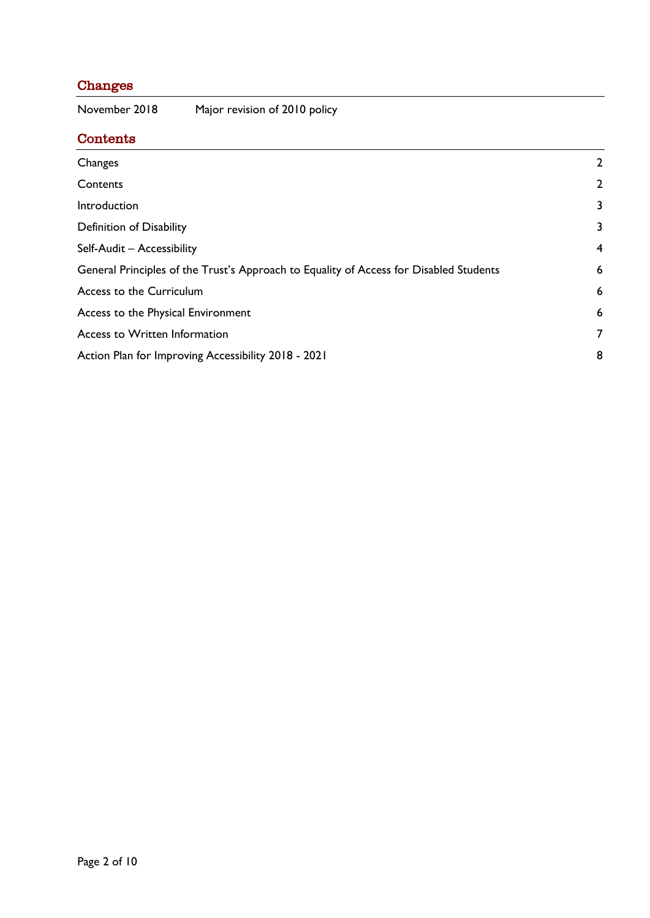## Changes

| | |
|---|---|
| November 2018 | Major revision of 2010 policy |

## Contents

| | |
|---|---|
| Changes | 2 |
| Contents | 2 |
| Introduction | 3 |
| Definition of Disability | 3 |
| Self-Audit – Accessibility | 4 |
| General Principles of the Trust's Approach to Equality of Access for Disabled Students | 6 |
| Access to the Curriculum | 6 |
| Access to the Physical Environment | 6 |
| Access to Written Information | 7 |
| Action Plan for Improving Accessibility 2018 - 2021 | 8 |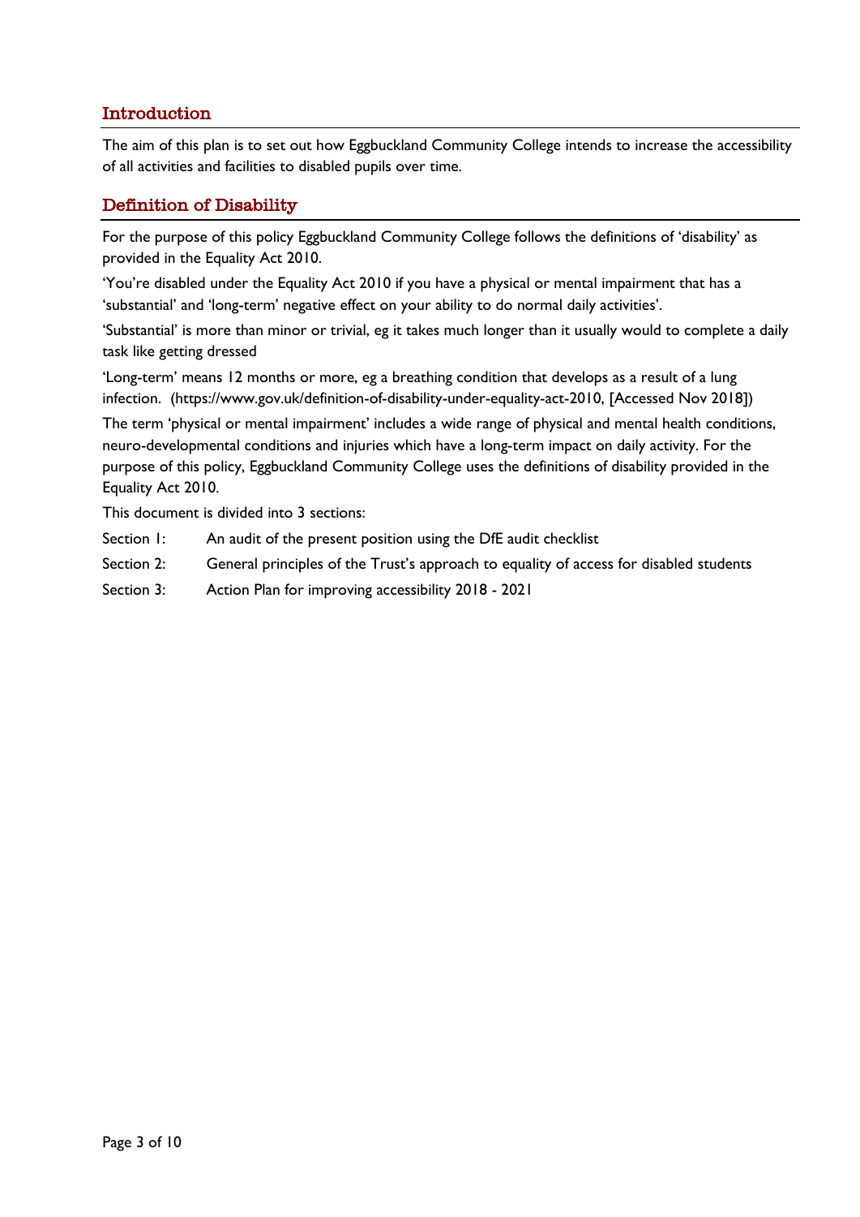## Introduction

The aim of this plan is to set out how Eggbuckland Community College intends to increase the accessibility of all activities and facilities to disabled pupils over time.

## Definition of Disability

For the purpose of this policy Eggbuckland Community College follows the definitions of 'disability' as provided in the Equality Act 2010.

'You're disabled under the Equality Act 2010 if you have a physical or mental impairment that has a 'substantial' and 'long-term' negative effect on your ability to do normal daily activities'.

'Substantial' is more than minor or trivial, eg it takes much longer than it usually would to complete a daily task like getting dressed

'Long-term' means 12 months or more, eg a breathing condition that develops as a result of a lung infection. (https://www.gov.uk/definition-of-disability-under-equality-act-2010, [Accessed Nov 2018])

The term 'physical or mental impairment' includes a wide range of physical and mental health conditions, neuro-developmental conditions and injuries which have a long-term impact on daily activity. For the purpose of this policy, Eggbuckland Community College uses the definitions of disability provided in the Equality Act 2010.

This document is divided into 3 sections:

Section 1: An audit of the present position using the DfE audit checklist

Section 2: General principles of the Trust's approach to equality of access for disabled students

Section 3: Action Plan for improving accessibility 2018 - 2021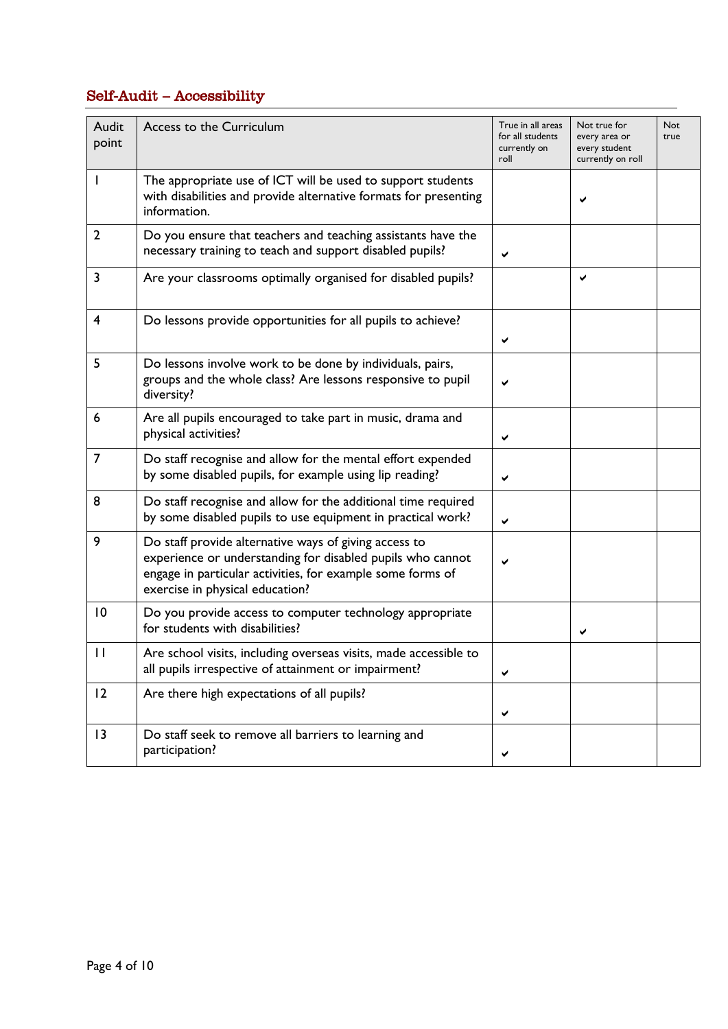## Self-Audit – Accessibility

| Audit point | Access to the Curriculum | True in all areas for all students currently on roll | Not true for every area or every student currently on roll | Not true |
|---|---|---|---|---|
| 1 | The appropriate use of ICT will be used to support students with disabilities and provide alternative formats for presenting information. | | ✔ | |
| 2 | Do you ensure that teachers and teaching assistants have the necessary training to teach and support disabled pupils? | ✔ | | |
| 3 | Are your classrooms optimally organised for disabled pupils? | | ✔ | |
| 4 | Do lessons provide opportunities for all pupils to achieve? | ✔ | | |
| 5 | Do lessons involve work to be done by individuals, pairs, groups and the whole class? Are lessons responsive to pupil diversity? | ✔ | | |
| 6 | Are all pupils encouraged to take part in music, drama and physical activities? | ✔ | | |
| 7 | Do staff recognise and allow for the mental effort expended by some disabled pupils, for example using lip reading? | ✔ | | |
| 8 | Do staff recognise and allow for the additional time required by some disabled pupils to use equipment in practical work? | ✔ | | |
| 9 | Do staff provide alternative ways of giving access to experience or understanding for disabled pupils who cannot engage in particular activities, for example some forms of exercise in physical education? | ✔ | | |
| 10 | Do you provide access to computer technology appropriate for students with disabilities? | | ✔ | |
| 11 | Are school visits, including overseas visits, made accessible to all pupils irrespective of attainment or impairment? | ✔ | | |
| 12 | Are there high expectations of all pupils? | ✔ | | |
| 13 | Do staff seek to remove all barriers to learning and participation? | ✔ | | |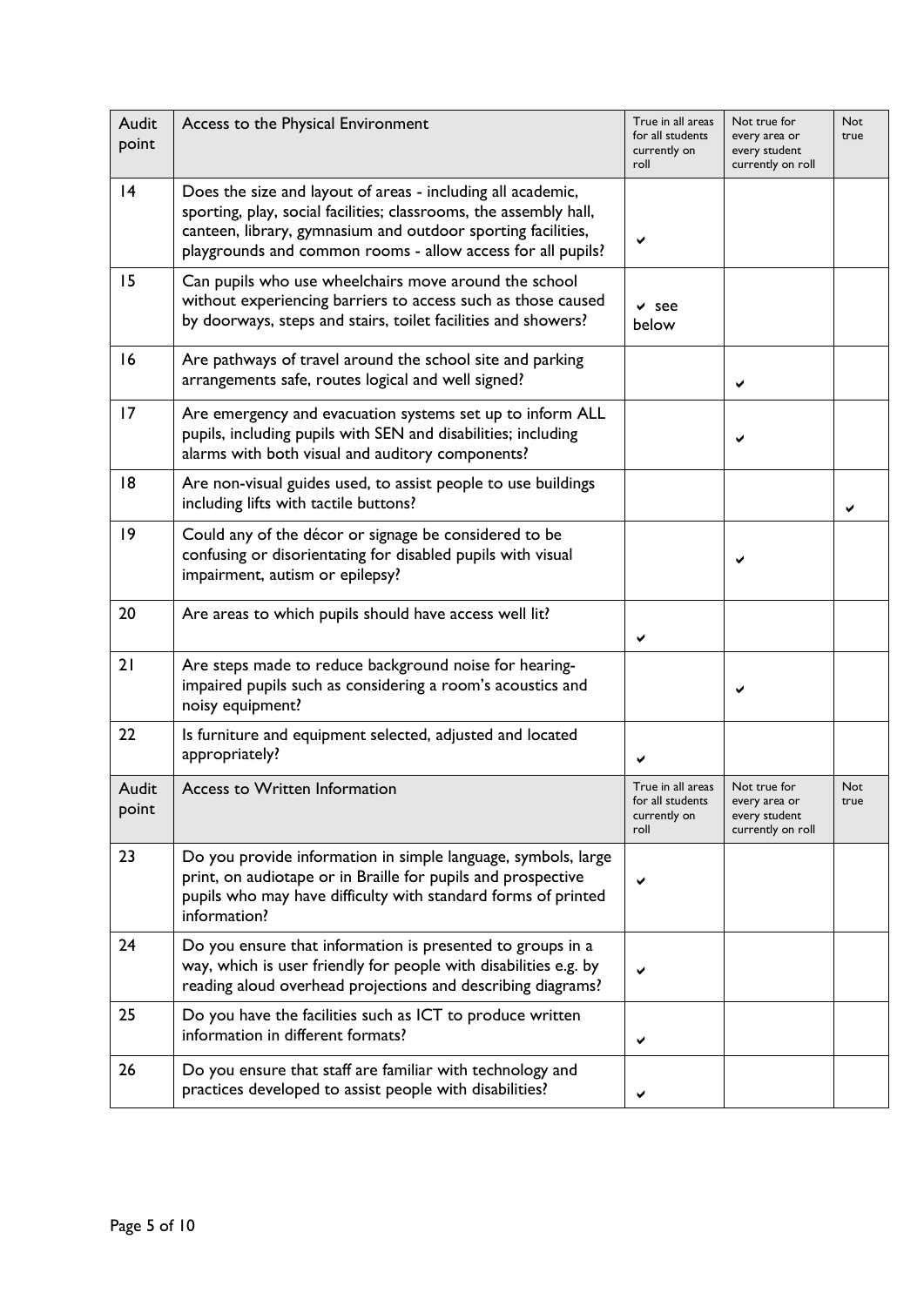| Audit point | Access to the Physical Environment | True in all areas for all students currently on roll | Not true for every area or every student currently on roll | Not true |
|---|---|---|---|---|
| 14 | Does the size and layout of areas - including all academic, sporting, play, social facilities; classrooms, the assembly hall, canteen, library, gymnasium and outdoor sporting facilities, playgrounds and common rooms - allow access for all pupils? | ✔ | | |
| 15 | Can pupils who use wheelchairs move around the school without experiencing barriers to access such as those caused by doorways, steps and stairs, toilet facilities and showers? | ✔ see below | | |
| 16 | Are pathways of travel around the school site and parking arrangements safe, routes logical and well signed? | | ✔ | |
| 17 | Are emergency and evacuation systems set up to inform ALL pupils, including pupils with SEN and disabilities; including alarms with both visual and auditory components? | | ✔ | |
| 18 | Are non-visual guides used, to assist people to use buildings including lifts with tactile buttons? | | | ✔ |
| 19 | Could any of the décor or signage be considered to be confusing or disorientating for disabled pupils with visual impairment, autism or epilepsy? | | ✔ | |
| 20 | Are areas to which pupils should have access well lit? | ✔ | | |
| 21 | Are steps made to reduce background noise for hearing-impaired pupils such as considering a room's acoustics and noisy equipment? | | ✔ | |
| 22 | Is furniture and equipment selected, adjusted and located appropriately? | ✔ | | |
| **Audit point** | **Access to Written Information** | **True in all areas for all students currently on roll** | **Not true for every area or every student currently on roll** | **Not true** |
| 23 | Do you provide information in simple language, symbols, large print, on audiotape or in Braille for pupils and prospective pupils who may have difficulty with standard forms of printed information? | ✔ | | |
| 24 | Do you ensure that information is presented to groups in a way, which is user friendly for people with disabilities e.g. by reading aloud overhead projections and describing diagrams? | ✔ | | |
| 25 | Do you have the facilities such as ICT to produce written information in different formats? | ✔ | | |
| 26 | Do you ensure that staff are familiar with technology and practices developed to assist people with disabilities? | ✔ | | |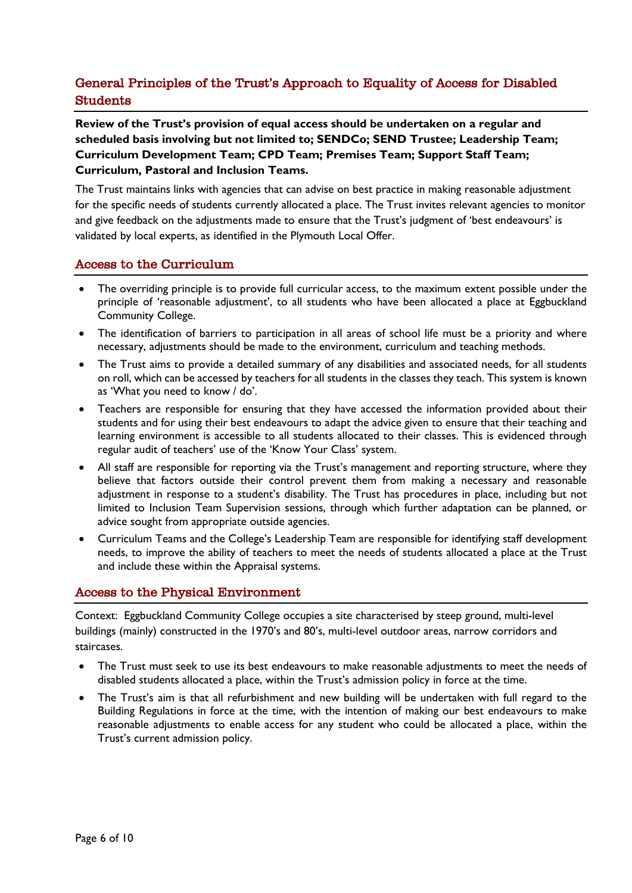## General Principles of the Trust's Approach to Equality of Access for Disabled Students

**Review of the Trust's provision of equal access should be undertaken on a regular and scheduled basis involving but not limited to; SENDCo; SEND Trustee; Leadership Team; Curriculum Development Team; CPD Team; Premises Team; Support Staff Team; Curriculum, Pastoral and Inclusion Teams.**

The Trust maintains links with agencies that can advise on best practice in making reasonable adjustment for the specific needs of students currently allocated a place. The Trust invites relevant agencies to monitor and give feedback on the adjustments made to ensure that the Trust's judgment of 'best endeavours' is validated by local experts, as identified in the Plymouth Local Offer.

### Access to the Curriculum

- The overriding principle is to provide full curricular access, to the maximum extent possible under the principle of 'reasonable adjustment', to all students who have been allocated a place at Eggbuckland Community College.
- The identification of barriers to participation in all areas of school life must be a priority and where necessary, adjustments should be made to the environment, curriculum and teaching methods.
- The Trust aims to provide a detailed summary of any disabilities and associated needs, for all students on roll, which can be accessed by teachers for all students in the classes they teach. This system is known as 'What you need to know / do'.
- Teachers are responsible for ensuring that they have accessed the information provided about their students and for using their best endeavours to adapt the advice given to ensure that their teaching and learning environment is accessible to all students allocated to their classes. This is evidenced through regular audit of teachers' use of the 'Know Your Class' system.
- All staff are responsible for reporting via the Trust's management and reporting structure, where they believe that factors outside their control prevent them from making a necessary and reasonable adjustment in response to a student's disability. The Trust has procedures in place, including but not limited to Inclusion Team Supervision sessions, through which further adaptation can be planned, or advice sought from appropriate outside agencies.
- Curriculum Teams and the College's Leadership Team are responsible for identifying staff development needs, to improve the ability of teachers to meet the needs of students allocated a place at the Trust and include these within the Appraisal systems.

### Access to the Physical Environment

Context: Eggbuckland Community College occupies a site characterised by steep ground, multi-level buildings (mainly) constructed in the 1970's and 80's, multi-level outdoor areas, narrow corridors and staircases.

- The Trust must seek to use its best endeavours to make reasonable adjustments to meet the needs of disabled students allocated a place, within the Trust's admission policy in force at the time.
- The Trust's aim is that all refurbishment and new building will be undertaken with full regard to the Building Regulations in force at the time, with the intention of making our best endeavours to make reasonable adjustments to enable access for any student who could be allocated a place, within the Trust's current admission policy.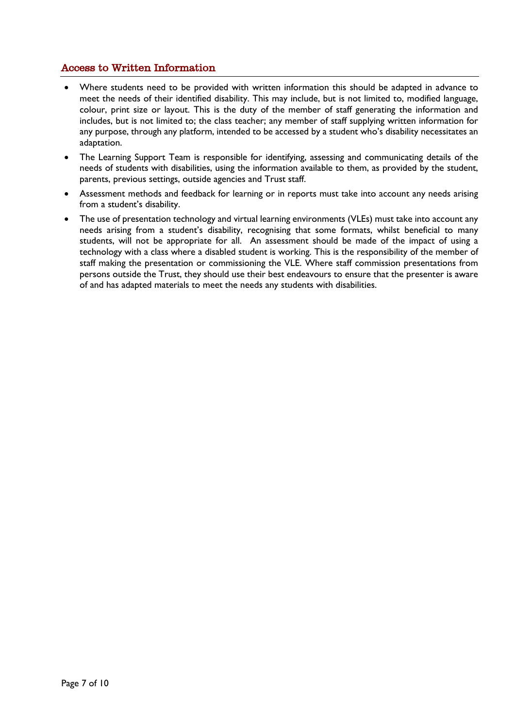## Access to Written Information

- Where students need to be provided with written information this should be adapted in advance to meet the needs of their identified disability. This may include, but is not limited to, modified language, colour, print size or layout. This is the duty of the member of staff generating the information and includes, but is not limited to; the class teacher; any member of staff supplying written information for any purpose, through any platform, intended to be accessed by a student who's disability necessitates an adaptation.
- The Learning Support Team is responsible for identifying, assessing and communicating details of the needs of students with disabilities, using the information available to them, as provided by the student, parents, previous settings, outside agencies and Trust staff.
- Assessment methods and feedback for learning or in reports must take into account any needs arising from a student's disability.
- The use of presentation technology and virtual learning environments (VLEs) must take into account any needs arising from a student's disability, recognising that some formats, whilst beneficial to many students, will not be appropriate for all. An assessment should be made of the impact of using a technology with a class where a disabled student is working. This is the responsibility of the member of staff making the presentation or commissioning the VLE. Where staff commission presentations from persons outside the Trust, they should use their best endeavours to ensure that the presenter is aware of and has adapted materials to meet the needs any students with disabilities.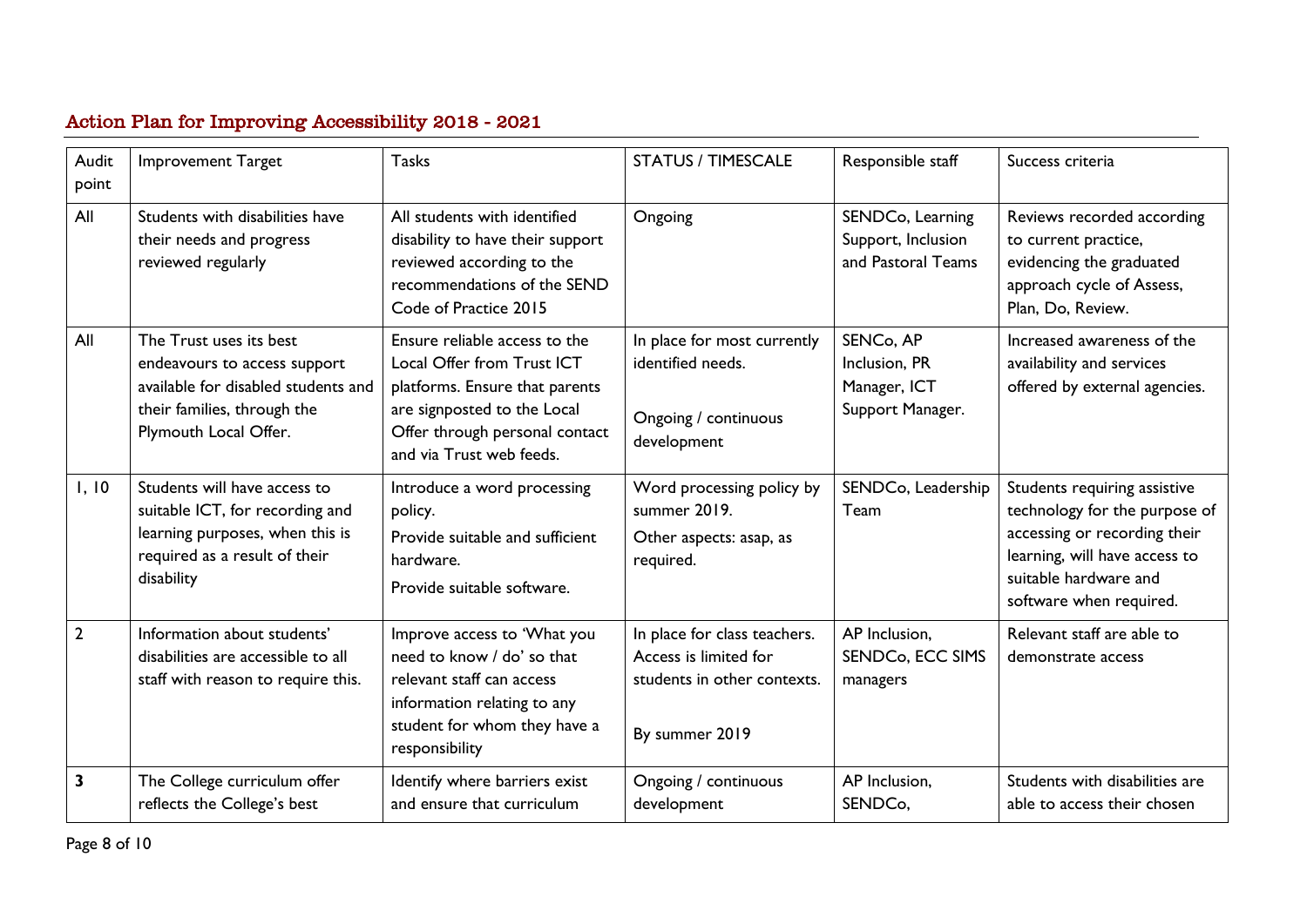## Action Plan for Improving Accessibility 2018 - 2021

| Audit point | Improvement Target | Tasks | STATUS / TIMESCALE | Responsible staff | Success criteria |
|---|---|---|---|---|---|
| All | Students with disabilities have their needs and progress reviewed regularly | All students with identified disability to have their support reviewed according to the recommendations of the SEND Code of Practice 2015 | Ongoing | SENDCo, Learning Support, Inclusion and Pastoral Teams | Reviews recorded according to current practice, evidencing the graduated approach cycle of Assess, Plan, Do, Review. |
| All | The Trust uses its best endeavours to access support available for disabled students and their families, through the Plymouth Local Offer. | Ensure reliable access to the Local Offer from Trust ICT platforms. Ensure that parents are signposted to the Local Offer through personal contact and via Trust web feeds. | In place for most currently identified needs.<br><br>Ongoing / continuous development | SENCo, AP Inclusion, PR Manager, ICT Support Manager. | Increased awareness of the availability and services offered by external agencies. |
| 1, 10 | Students will have access to suitable ICT, for recording and learning purposes, when this is required as a result of their disability | Introduce a word processing policy.<br>Provide suitable and sufficient hardware.<br>Provide suitable software. | Word processing policy by summer 2019.<br>Other aspects: asap, as required. | SENDCo, Leadership Team | Students requiring assistive technology for the purpose of accessing or recording their learning, will have access to suitable hardware and software when required. |
| 2 | Information about students' disabilities are accessible to all staff with reason to require this. | Improve access to 'What you need to know / do' so that relevant staff can access information relating to any student for whom they have a responsibility | In place for class teachers. Access is limited for students in other contexts.<br><br>By summer 2019 | AP Inclusion, SENDCo, ECC SIMS managers | Relevant staff are able to demonstrate access |
| **3** | The College curriculum offer reflects the College's best | Identify where barriers exist and ensure that curriculum | Ongoing / continuous development | AP Inclusion, SENDCo, | Students with disabilities are able to access their chosen |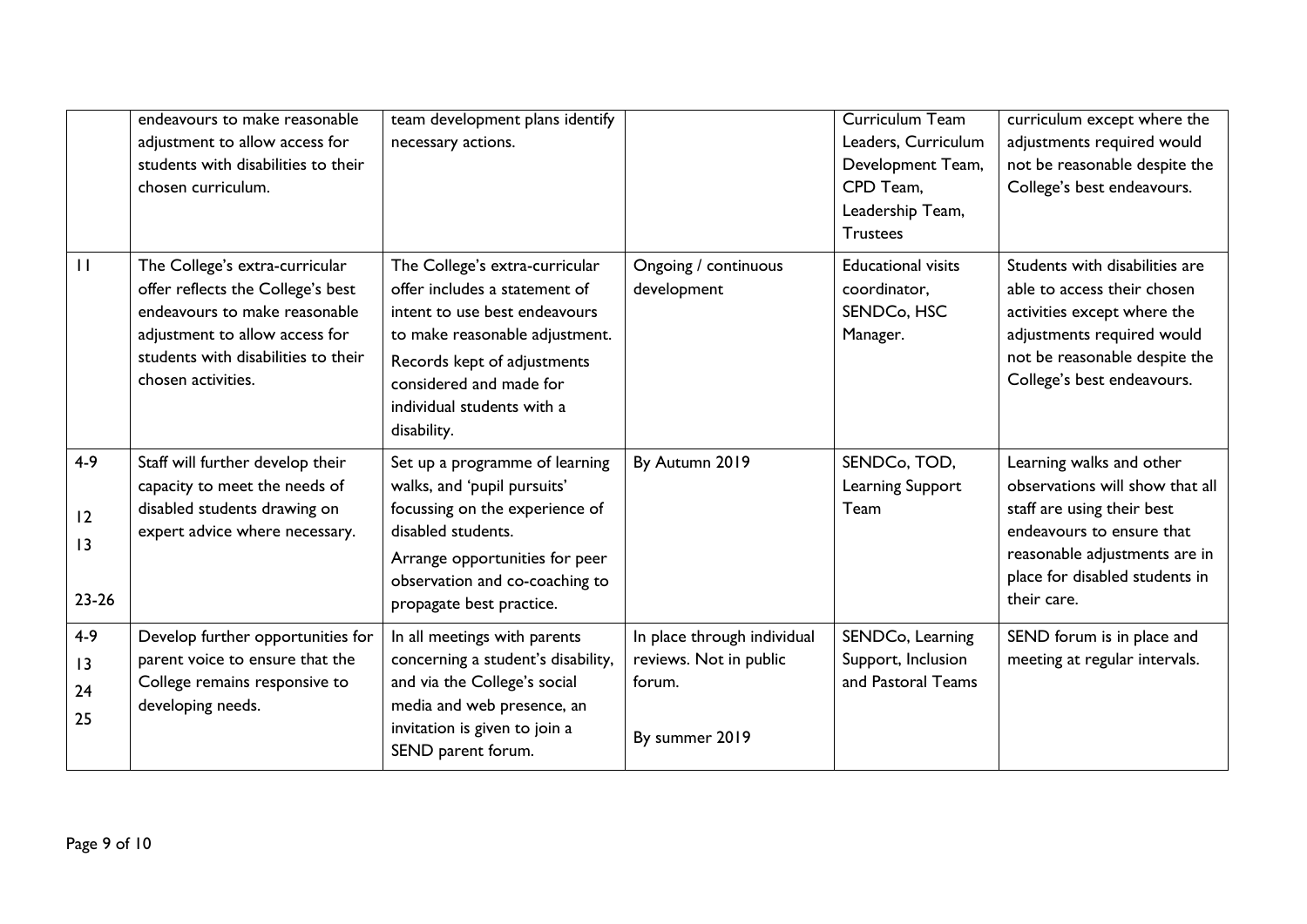|  |  |  |  |  |  |
|---|---|---|---|---|---|
|  | endeavours to make reasonable adjustment to allow access for students with disabilities to their chosen curriculum. | team development plans identify necessary actions. |  | Curriculum Team Leaders, Curriculum Development Team, CPD Team, Leadership Team, Trustees | curriculum except where the adjustments required would not be reasonable despite the College's best endeavours. |
| 11 | The College's extra-curricular offer reflects the College's best endeavours to make reasonable adjustment to allow access for students with disabilities to their chosen activities. | The College's extra-curricular offer includes a statement of intent to use best endeavours to make reasonable adjustment. Records kept of adjustments considered and made for individual students with a disability. | Ongoing / continuous development | Educational visits coordinator, SENDCo, HSC Manager. | Students with disabilities are able to access their chosen activities except where the adjustments required would not be reasonable despite the College's best endeavours. |
| 4-9<br>12<br>13<br>23-26 | Staff will further develop their capacity to meet the needs of disabled students drawing on expert advice where necessary. | Set up a programme of learning walks, and 'pupil pursuits' focussing on the experience of disabled students. Arrange opportunities for peer observation and co-coaching to propagate best practice. | By Autumn 2019 | SENDCo, TOD, Learning Support Team | Learning walks and other observations will show that all staff are using their best endeavours to ensure that reasonable adjustments are in place for disabled students in their care. |
| 4-9<br>13<br>24<br>25 | Develop further opportunities for parent voice to ensure that the College remains responsive to developing needs. | In all meetings with parents concerning a student's disability, and via the College's social media and web presence, an invitation is given to join a SEND parent forum. | In place through individual reviews. Not in public forum.<br><br>By summer 2019 | SENDCo, Learning Support, Inclusion and Pastoral Teams | SEND forum is in place and meeting at regular intervals. |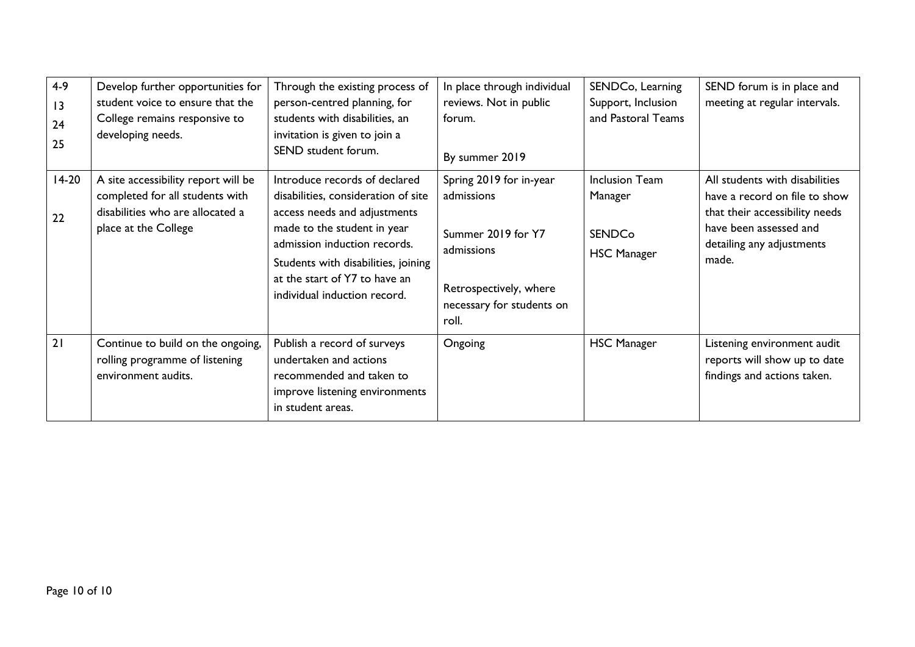| | | | | | |
|---|---|---|---|---|---|
| 4-9<br>13<br>24<br>25 | Develop further opportunities for student voice to ensure that the College remains responsive to developing needs. | Through the existing process of person-centred planning, for students with disabilities, an invitation is given to join a SEND student forum. | In place through individual reviews. Not in public forum.<br><br>By summer 2019 | SENDCo, Learning Support, Inclusion and Pastoral Teams | SEND forum is in place and meeting at regular intervals. |
| 14-20<br>22 | A site accessibility report will be completed for all students with disabilities who are allocated a place at the College | Introduce records of declared disabilities, consideration of site access needs and adjustments made to the student in year admission induction records.<br>Students with disabilities, joining at the start of Y7 to have an individual induction record. | Spring 2019 for in-year admissions<br><br>Summer 2019 for Y7 admissions<br><br>Retrospectively, where necessary for students on roll. | Inclusion Team Manager<br><br>SENDCo<br><br>HSC Manager | All students with disabilities have a record on file to show that their accessibility needs have been assessed and detailing any adjustments made. |
| 21 | Continue to build on the ongoing, rolling programme of listening environment audits. | Publish a record of surveys undertaken and actions recommended and taken to improve listening environments in student areas. | Ongoing | HSC Manager | Listening environment audit reports will show up to date findings and actions taken. |